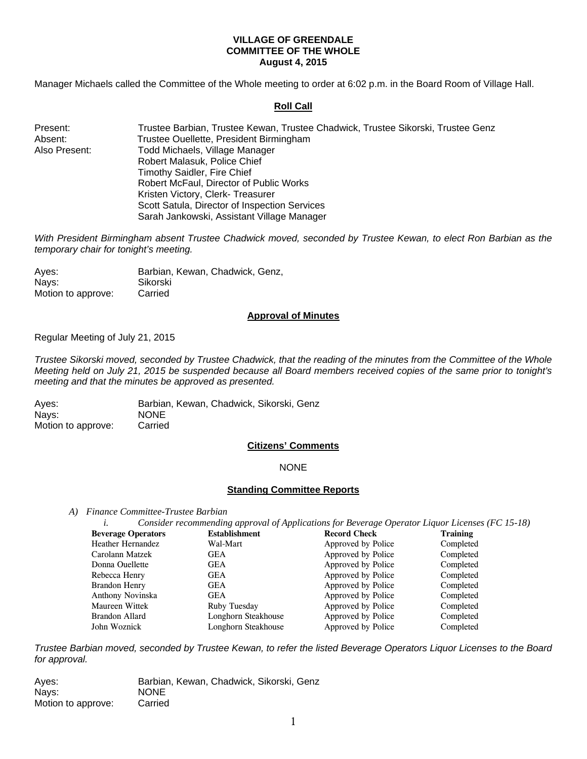**VILLAGE OF GREENDALE**
**COMMITTEE OF THE WHOLE**
**August 4, 2015**

Manager Michaels called the Committee of the Whole meeting to order at 6:02 p.m. in the Board Room of Village Hall.

## Roll Call

| | |
|---|---|
| Present: | Trustee Barbian, Trustee Kewan, Trustee Chadwick, Trustee Sikorski, Trustee Genz |
| Absent: | Trustee Ouellette, President Birmingham |
| Also Present: | Todd Michaels, Village Manager |
| | Robert Malasuk, Police Chief |
| | Timothy Saidler, Fire Chief |
| | Robert McFaul, Director of Public Works |
| | Kristen Victory, Clerk- Treasurer |
| | Scott Satula, Director of Inspection Services |
| | Sarah Jankowski, Assistant Village Manager |

*With President Birmingham absent Trustee Chadwick moved, seconded by Trustee Kewan, to elect Ron Barbian as the temporary chair for tonight's meeting.*

| | |
|---|---|
| Ayes: | Barbian, Kewan, Chadwick, Genz, |
| Nays: | Sikorski |
| Motion to approve: | Carried |

## Approval of Minutes

Regular Meeting of July 21, 2015

*Trustee Sikorski moved, seconded by Trustee Chadwick, that the reading of the minutes from the Committee of the Whole Meeting held on July 21, 2015 be suspended because all Board members received copies of the same prior to tonight's meeting and that the minutes be approved as presented.*

| | |
|---|---|
| Ayes: | Barbian, Kewan, Chadwick, Sikorski, Genz |
| Nays: | NONE |
| Motion to approve: | Carried |

## Citizens' Comments

NONE

## Standing Committee Reports

*A) Finance Committee-Trustee Barbian*

*i. Consider recommending approval of Applications for Beverage Operator Liquor Licenses (FC 15-18)*

| Beverage Operators | Establishment | Record Check | Training |
|---|---|---|---|
| Heather Hernandez | Wal-Mart | Approved by Police | Completed |
| Carolann Matzek | GEA | Approved by Police | Completed |
| Donna Ouellette | GEA | Approved by Police | Completed |
| Rebecca Henry | GEA | Approved by Police | Completed |
| Brandon Henry | GEA | Approved by Police | Completed |
| Anthony Novinska | GEA | Approved by Police | Completed |
| Maureen Wittek | Ruby Tuesday | Approved by Police | Completed |
| Brandon Allard | Longhorn Steakhouse | Approved by Police | Completed |
| John Woznick | Longhorn Steakhouse | Approved by Police | Completed |

*Trustee Barbian moved, seconded by Trustee Kewan, to refer the listed Beverage Operators Liquor Licenses to the Board for approval.*

| | |
|---|---|
| Ayes: | Barbian, Kewan, Chadwick, Sikorski, Genz |
| Nays: | NONE |
| Motion to approve: | Carried |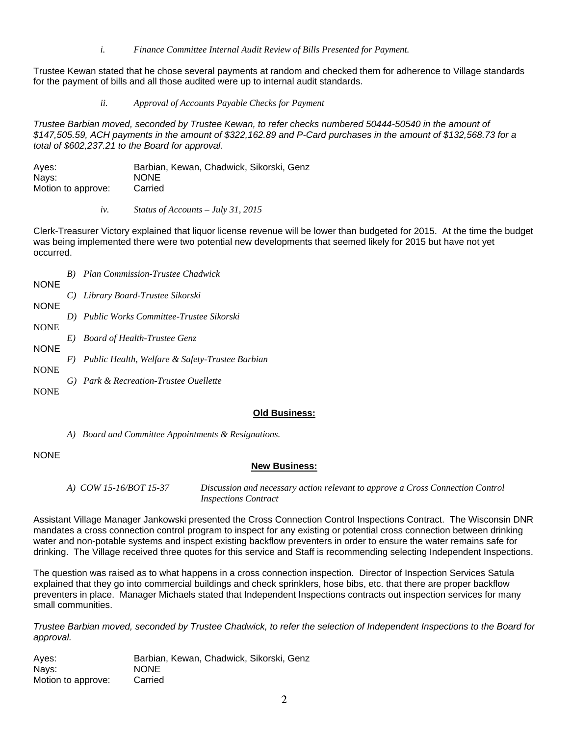*i. Finance Committee Internal Audit Review of Bills Presented for Payment.*

Trustee Kewan stated that he chose several payments at random and checked them for adherence to Village standards for the payment of bills and all those audited were up to internal audit standards.

*ii. Approval of Accounts Payable Checks for Payment*

*Trustee Barbian moved, seconded by Trustee Kewan, to refer checks numbered 50444-50540 in the amount of $147,505.59, ACH payments in the amount of $322,162.89 and P-Card purchases in the amount of $132,568.73 for a total of $602,237.21 to the Board for approval.*

| | |
|---|---|
| Ayes: | Barbian, Kewan, Chadwick, Sikorski, Genz |
| Nays: | NONE |
| Motion to approve: | Carried |

*iv. Status of Accounts – July 31, 2015*

Clerk-Treasurer Victory explained that liquor license revenue will be lower than budgeted for 2015. At the time the budget was being implemented there were two potential new developments that seemed likely for 2015 but have not yet occurred.

*B) Plan Commission-Trustee Chadwick*

NONE

*C) Library Board-Trustee Sikorski*

NONE

*D) Public Works Committee-Trustee Sikorski*

NONE

*E) Board of Health-Trustee Genz*

NONE

*F) Public Health, Welfare & Safety-Trustee Barbian*

NONE

*G) Park & Recreation-Trustee Ouellette*

NONE

## Old Business:

*A) Board and Committee Appointments & Resignations.*

NONE

## New Business:

*A) COW 15-16/BOT 15-37 Discussion and necessary action relevant to approve a Cross Connection Control Inspections Contract*

Assistant Village Manager Jankowski presented the Cross Connection Control Inspections Contract. The Wisconsin DNR mandates a cross connection control program to inspect for any existing or potential cross connection between drinking water and non-potable systems and inspect existing backflow preventers in order to ensure the water remains safe for drinking. The Village received three quotes for this service and Staff is recommending selecting Independent Inspections.

The question was raised as to what happens in a cross connection inspection. Director of Inspection Services Satula explained that they go into commercial buildings and check sprinklers, hose bibs, etc. that there are proper backflow preventers in place. Manager Michaels stated that Independent Inspections contracts out inspection services for many small communities.

*Trustee Barbian moved, seconded by Trustee Chadwick, to refer the selection of Independent Inspections to the Board for approval.*

| | |
|---|---|
| Ayes: | Barbian, Kewan, Chadwick, Sikorski, Genz |
| Nays: | NONE |
| Motion to approve: | Carried |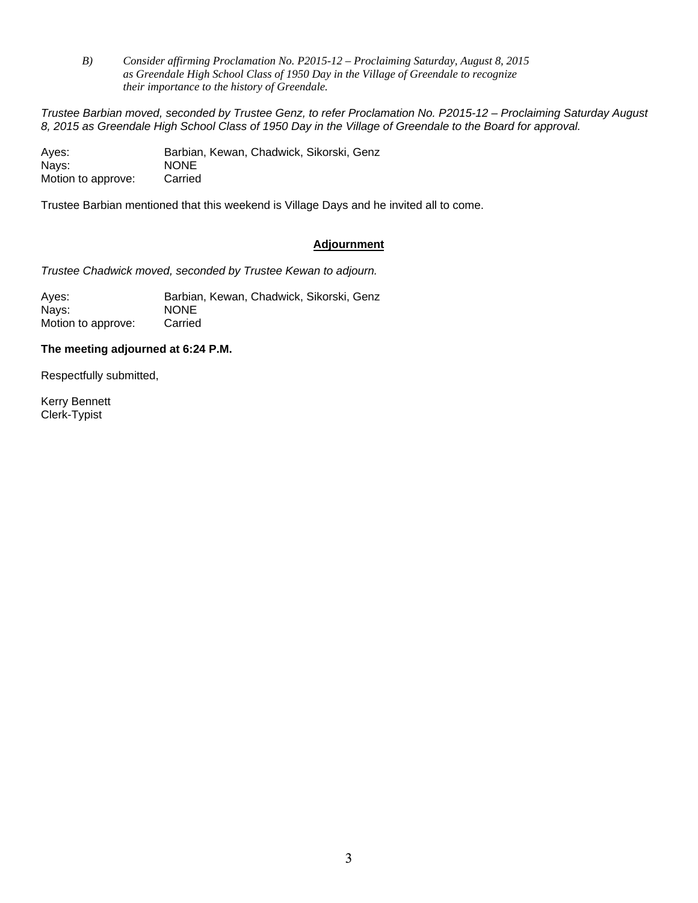*B) Consider affirming Proclamation No. P2015-12 – Proclaiming Saturday, August 8, 2015 as Greendale High School Class of 1950 Day in the Village of Greendale to recognize their importance to the history of Greendale.*

*Trustee Barbian moved, seconded by Trustee Genz, to refer Proclamation No. P2015-12 – Proclaiming Saturday August 8, 2015 as Greendale High School Class of 1950 Day in the Village of Greendale to the Board for approval.*

| | |
|---|---|
| Ayes: | Barbian, Kewan, Chadwick, Sikorski, Genz |
| Nays: | NONE |
| Motion to approve: | Carried |

Trustee Barbian mentioned that this weekend is Village Days and he invited all to come.

## **Adjournment**

*Trustee Chadwick moved, seconded by Trustee Kewan to adjourn.*

| | |
|---|---|
| Ayes: | Barbian, Kewan, Chadwick, Sikorski, Genz |
| Nays: | NONE |
| Motion to approve: | Carried |

**The meeting adjourned at 6:24 P.M.**

Respectfully submitted,

Kerry Bennett
Clerk-Typist